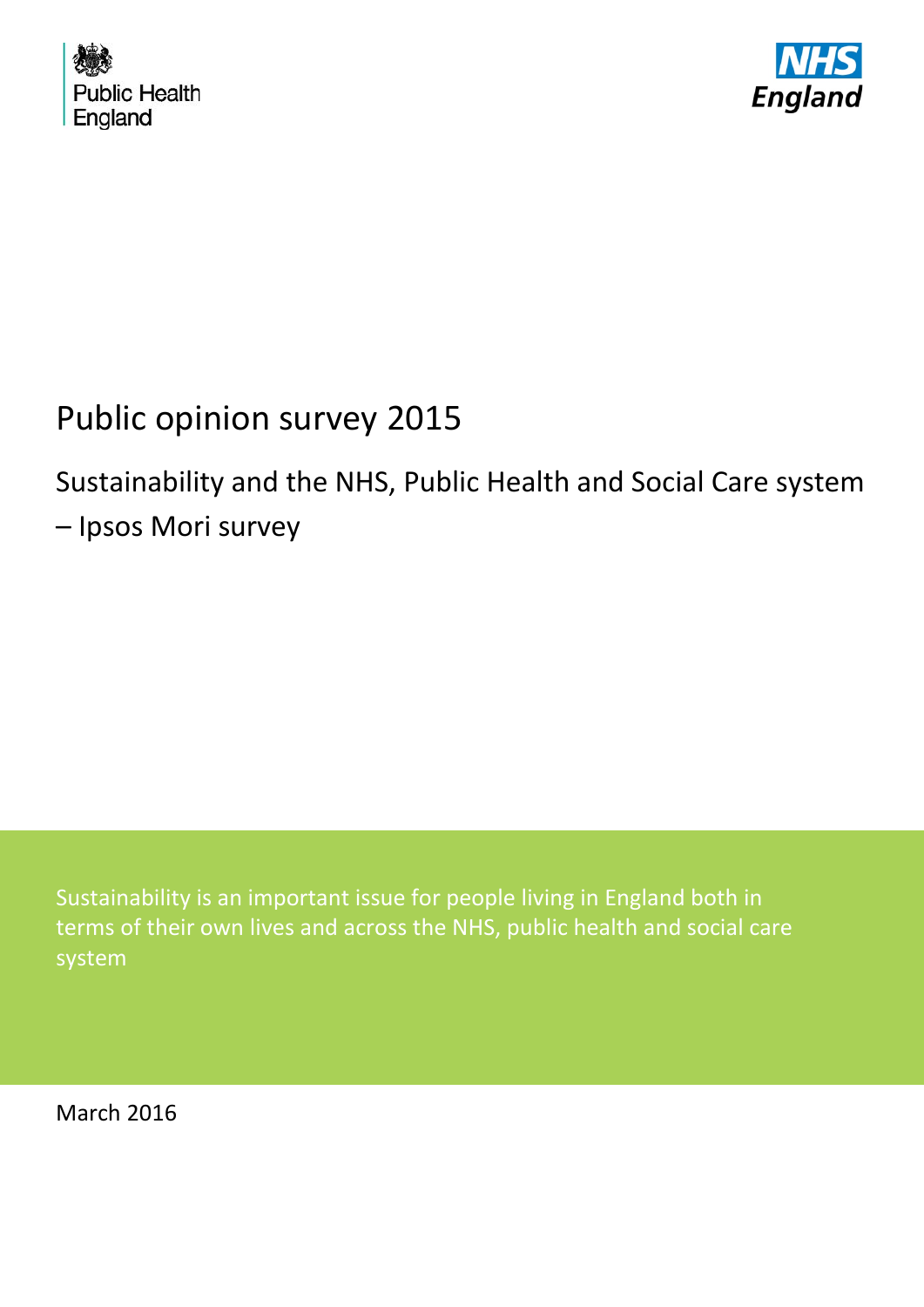Public Health England

NHS England

# Public opinion survey 2015

## Sustainability and the NHS, Public Health and Social Care system – Ipsos Mori survey

Sustainability is an important issue for people living in England both in terms of their own lives and across the NHS, public health and social care system

March 2016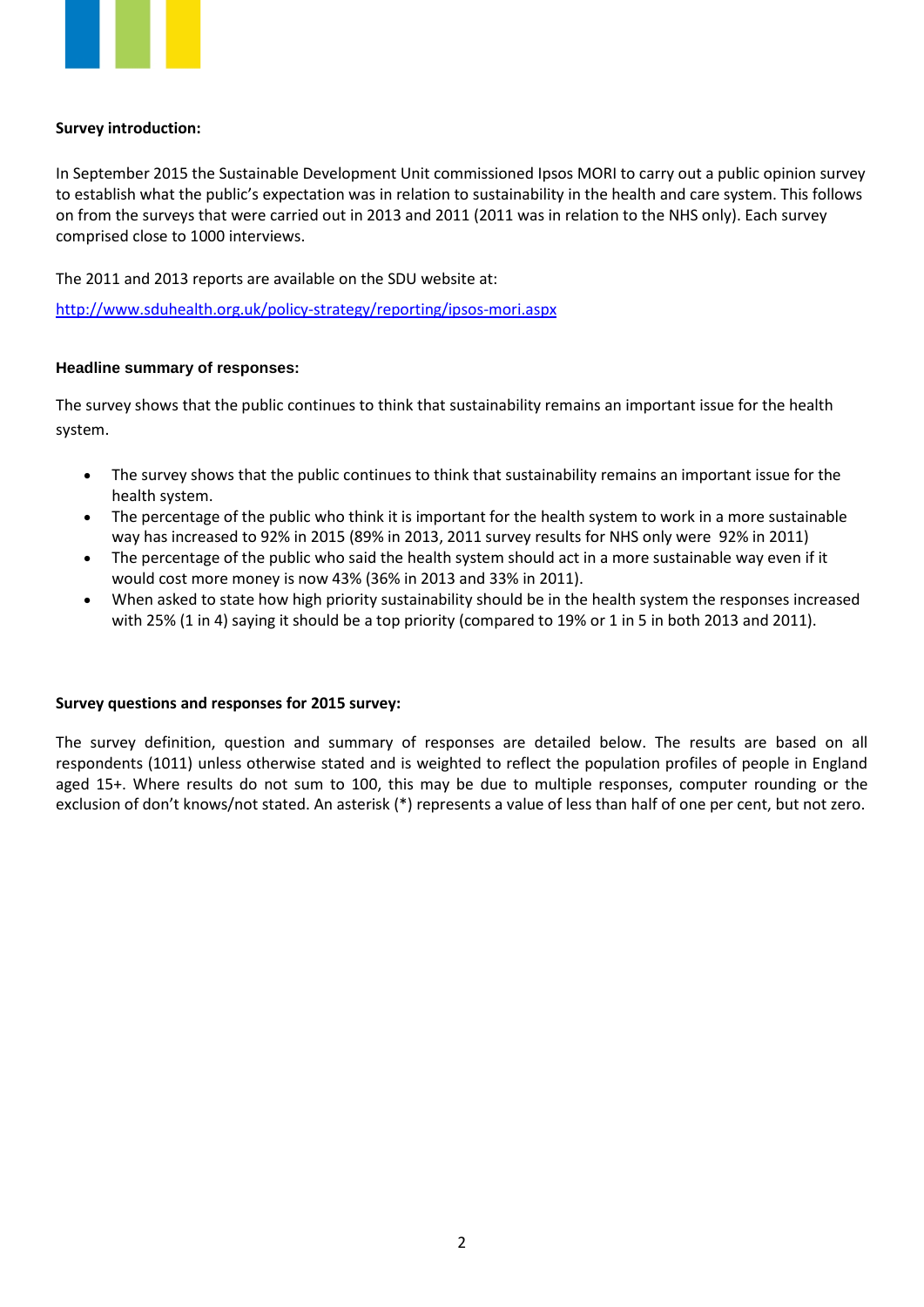**Survey introduction:**

In September 2015 the Sustainable Development Unit commissioned Ipsos MORI to carry out a public opinion survey to establish what the public's expectation was in relation to sustainability in the health and care system. This follows on from the surveys that were carried out in 2013 and 2011 (2011 was in relation to the NHS only). Each survey comprised close to 1000 interviews.

The 2011 and 2013 reports are available on the SDU website at:

[http://www.sduhealth.org.uk/policy-strategy/reporting/ipsos-mori.aspx](http://www.sduhealth.org.uk/policy-strategy/reporting/ipsos-mori.aspx)

**Headline summary of responses:**

The survey shows that the public continues to think that sustainability remains an important issue for the health system.

- The survey shows that the public continues to think that sustainability remains an important issue for the health system.
- The percentage of the public who think it is important for the health system to work in a more sustainable way has increased to 92% in 2015 (89% in 2013, 2011 survey results for NHS only were 92% in 2011)
- The percentage of the public who said the health system should act in a more sustainable way even if it would cost more money is now 43% (36% in 2013 and 33% in 2011).
- When asked to state how high priority sustainability should be in the health system the responses increased with 25% (1 in 4) saying it should be a top priority (compared to 19% or 1 in 5 in both 2013 and 2011).

**Survey questions and responses for 2015 survey:**

The survey definition, question and summary of responses are detailed below. The results are based on all respondents (1011) unless otherwise stated and is weighted to reflect the population profiles of people in England aged 15+. Where results do not sum to 100, this may be due to multiple responses, computer rounding or the exclusion of don't knows/not stated. An asterisk (*) represents a value of less than half of one per cent, but not zero.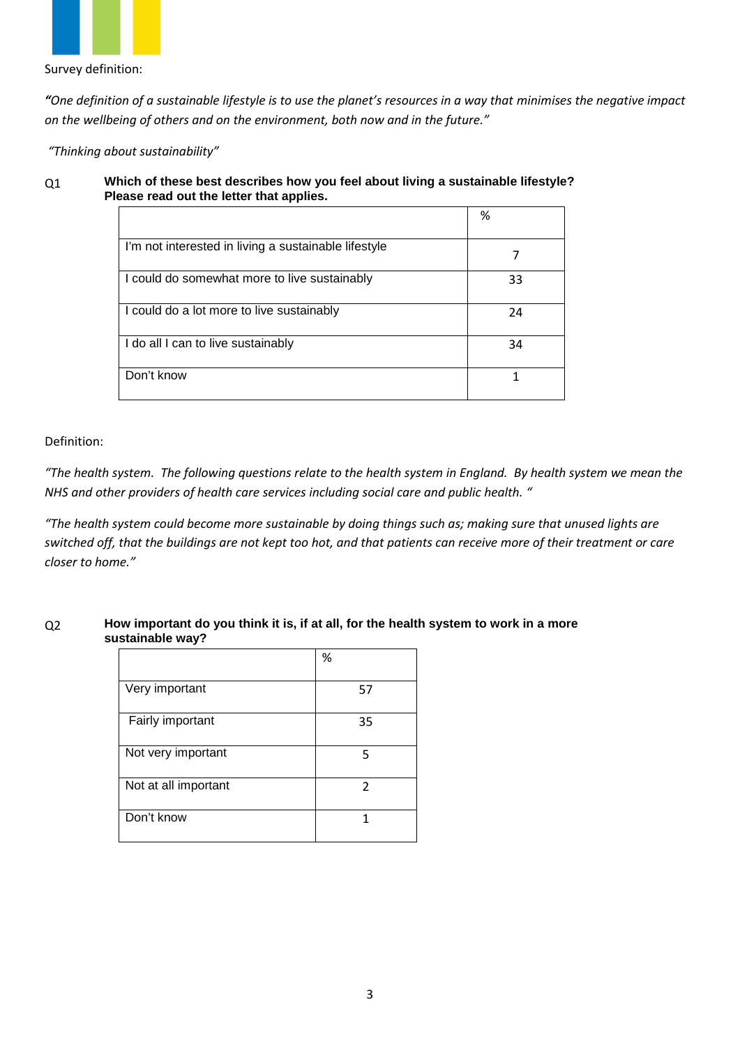Survey definition:

***"****One definition of a sustainable lifestyle is to use the planet's resources in a way that minimises the negative impact on the wellbeing of others and on the environment, both now and in the future."*

*"Thinking about sustainability"*

Q1 **Which of these best describes how you feel about living a sustainable lifestyle? Please read out the letter that applies.**

| | % |
|---|---|
| I'm not interested in living a sustainable lifestyle | 7 |
| I could do somewhat more to live sustainably | 33 |
| I could do a lot more to live sustainably | 24 |
| I do all I can to live sustainably | 34 |
| Don't know | 1 |

Definition:

*"The health system. The following questions relate to the health system in England. By health system we mean the NHS and other providers of health care services including social care and public health. "*

*"The health system could become more sustainable by doing things such as; making sure that unused lights are switched off, that the buildings are not kept too hot, and that patients can receive more of their treatment or care closer to home."*

Q2 **How important do you think it is, if at all, for the health system to work in a more sustainable way?**

| | % |
|---|---|
| Very important | 57 |
| Fairly important | 35 |
| Not very important | 5 |
| Not at all important | 2 |
| Don't know | 1 |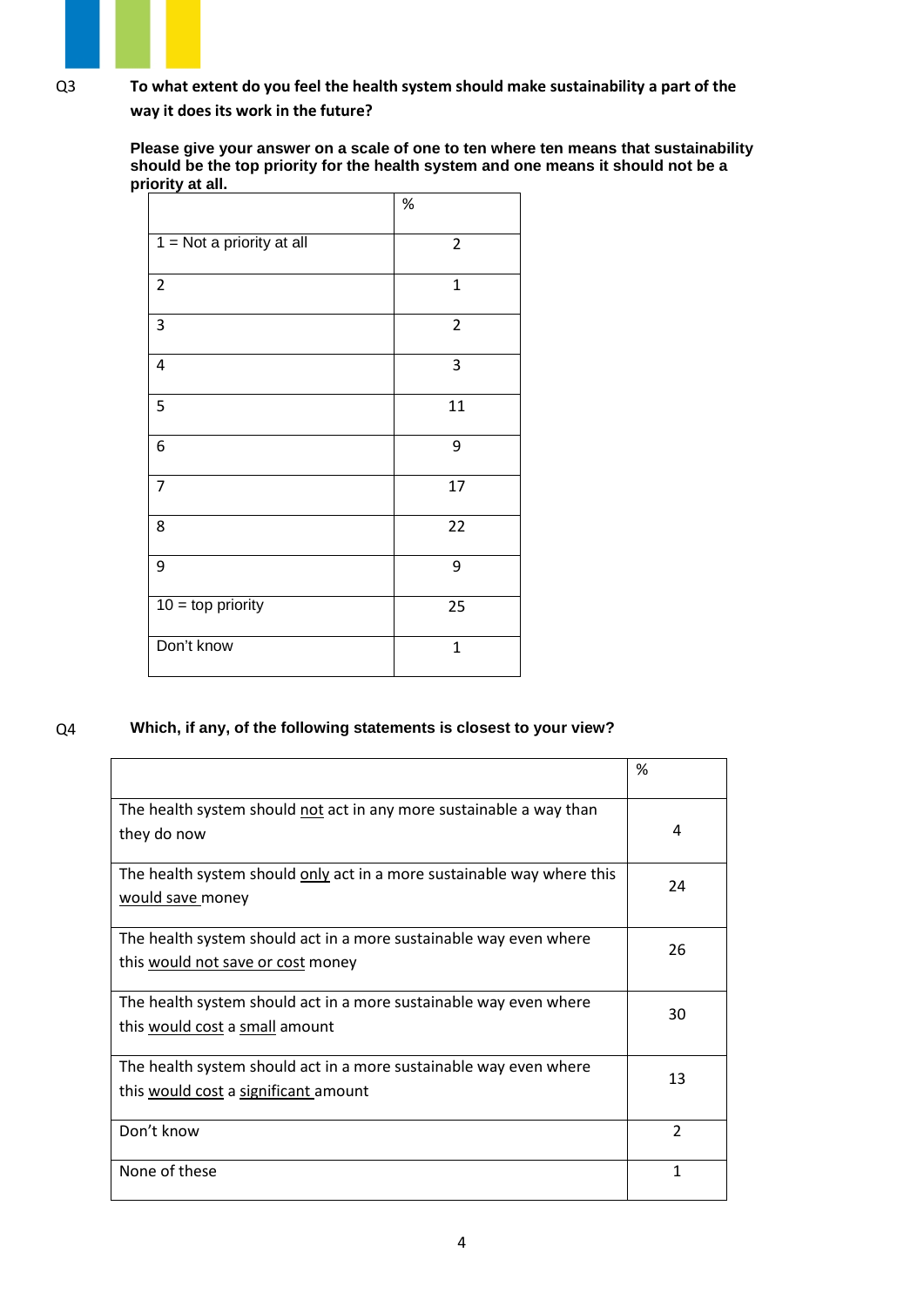Q3 **To what extent do you feel the health system should make sustainability a part of the way it does its work in the future?**

**Please give your answer on a scale of one to ten where ten means that sustainability should be the top priority for the health system and one means it should not be a priority at all.**

| | % |
|---|---|
| 1 = Not a priority at all | 2 |
| 2 | 1 |
| 3 | 2 |
| 4 | 3 |
| 5 | 11 |
| 6 | 9 |
| 7 | 17 |
| 8 | 22 |
| 9 | 9 |
| 10 = top priority | 25 |
| Don't know | 1 |

Q4 **Which, if any, of the following statements is closest to your view?**

| | % |
|---|---|
| The health system should <u>not</u> act in any more sustainable a way than they do now | 4 |
| The health system should <u>only</u> act in a more sustainable way where this <u>would save</u> money | 24 |
| The health system should act in a more sustainable way even where this <u>would not save or cost</u> money | 26 |
| The health system should act in a more sustainable way even where this <u>would cost</u> a <u>small</u> amount | 30 |
| The health system should act in a more sustainable way even where this <u>would cost</u> a <u>significant</u> amount | 13 |
| Don't know | 2 |
| None of these | 1 |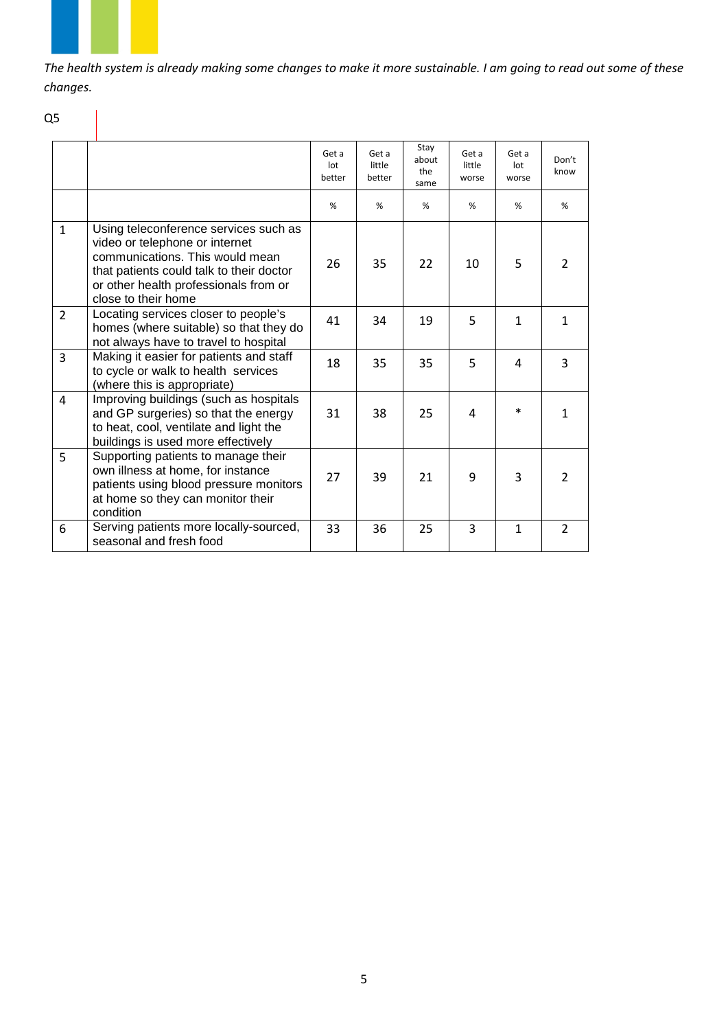*The health system is already making some changes to make it more sustainable. I am going to read out some of these changes.*

Q5

| | | Get a lot better | Get a little better | Stay about the same | Get a little worse | Get a lot worse | Don't know |
|---|---|---|---|---|---|---|---|
| | | % | % | % | % | % | % |
| 1 | Using teleconference services such as video or telephone or internet communications. This would mean that patients could talk to their doctor or other health professionals from or close to their home | 26 | 35 | 22 | 10 | 5 | 2 |
| 2 | Locating services closer to people's homes (where suitable) so that they do not always have to travel to hospital | 41 | 34 | 19 | 5 | 1 | 1 |
| 3 | Making it easier for patients and staff to cycle or walk to health services (where this is appropriate) | 18 | 35 | 35 | 5 | 4 | 3 |
| 4 | Improving buildings (such as hospitals and GP surgeries) so that the energy to heat, cool, ventilate and light the buildings is used more effectively | 31 | 38 | 25 | 4 | * | 1 |
| 5 | Supporting patients to manage their own illness at home, for instance patients using blood pressure monitors at home so they can monitor their condition | 27 | 39 | 21 | 9 | 3 | 2 |
| 6 | Serving patients more locally-sourced, seasonal and fresh food | 33 | 36 | 25 | 3 | 1 | 2 |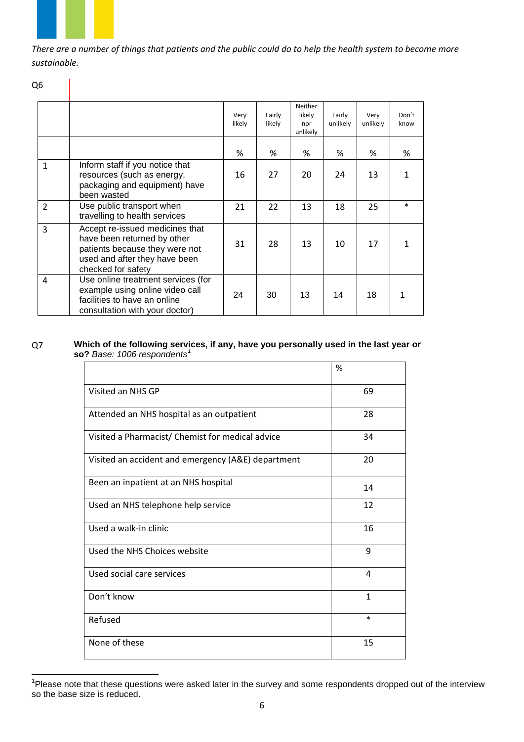*There are a number of things that patients and the public could do to help the health system to become more sustainable.*

Q6

| | | Very likely | Fairly likely | Neither likely nor unlikely | Fairly unlikely | Very unlikely | Don't know |
|---|---|---|---|---|---|---|---|
| | | % | % | % | % | % | % |
| 1 | Inform staff if you notice that resources (such as energy, packaging and equipment) have been wasted | 16 | 27 | 20 | 24 | 13 | 1 |
| 2 | Use public transport when travelling to health services | 21 | 22 | 13 | 18 | 25 | * |
| 3 | Accept re-issued medicines that have been returned by other patients because they were not used and after they have been checked for safety | 31 | 28 | 13 | 10 | 17 | 1 |
| 4 | Use online treatment services (for example using online video call facilities to have an online consultation with your doctor) | 24 | 30 | 13 | 14 | 18 | 1 |

Q7 **Which of the following services, if any, have you personally used in the last year or so?** *Base: 1006 respondents*[1]

| | % |
|---|---|
| Visited an NHS GP | 69 |
| Attended an NHS hospital as an outpatient | 28 |
| Visited a Pharmacist/ Chemist for medical advice | 34 |
| Visited an accident and emergency (A&E) department | 20 |
| Been an inpatient at an NHS hospital | 14 |
| Used an NHS telephone help service | 12 |
| Used a walk-in clinic | 16 |
| Used the NHS Choices website | 9 |
| Used social care services | 4 |
| Don't know | 1 |
| Refused | * |
| None of these | 15 |

[1]Please note that these questions were asked later in the survey and some respondents dropped out of the interview so the base size is reduced.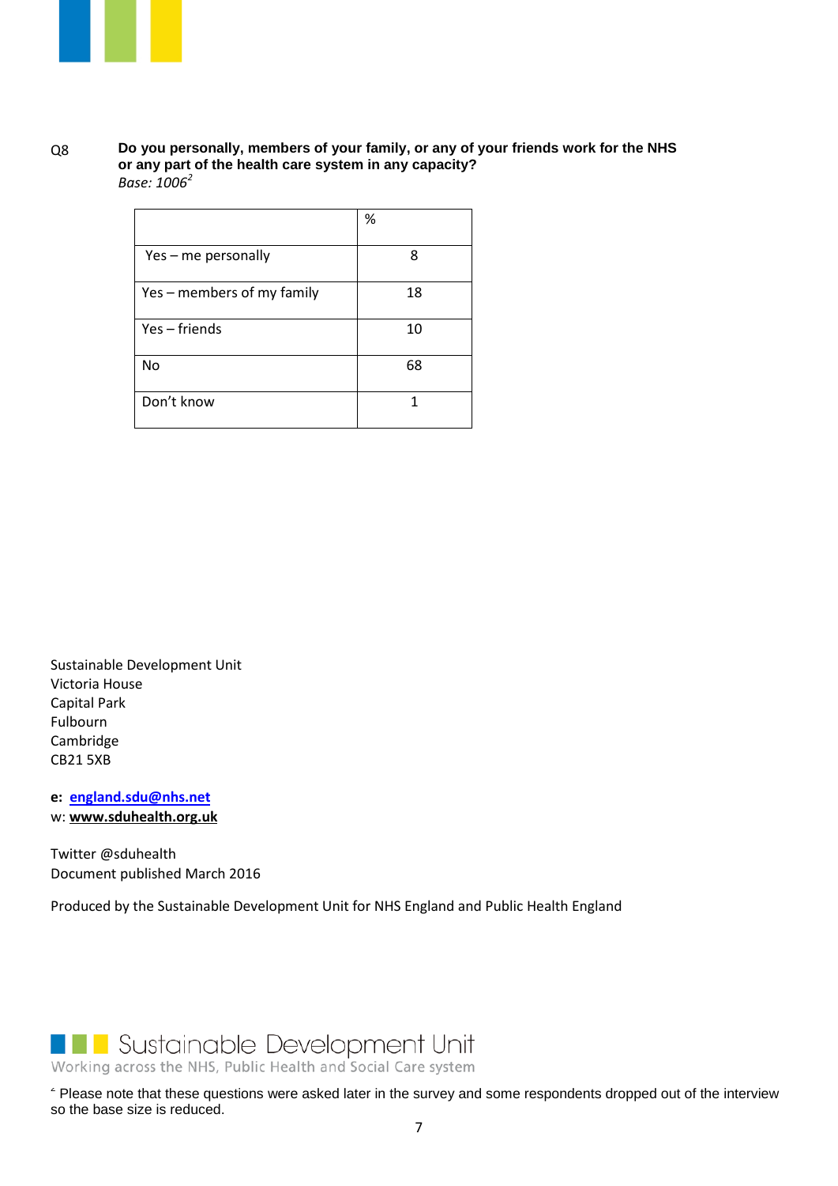Q8 **Do you personally, members of your family, or any of your friends work for the NHS or any part of the health care system in any capacity?**
*Base: 1006*[2]

| | % |
|---|---|
| Yes – me personally | 8 |
| Yes – members of my family | 18 |
| Yes – friends | 10 |
| No | 68 |
| Don't know | 1 |

Sustainable Development Unit
Victoria House
Capital Park
Fulbourn
Cambridge
CB21 5XB

**e: england.sdu@nhs.net**
w: **www.sduhealth.org.uk**

Twitter @sduhealth
Document published March 2016

Produced by the Sustainable Development Unit for NHS England and Public Health England

Sustainable Development Unit
Working across the NHS, Public Health and Social Care system

[2] Please note that these questions were asked later in the survey and some respondents dropped out of the interview so the base size is reduced.